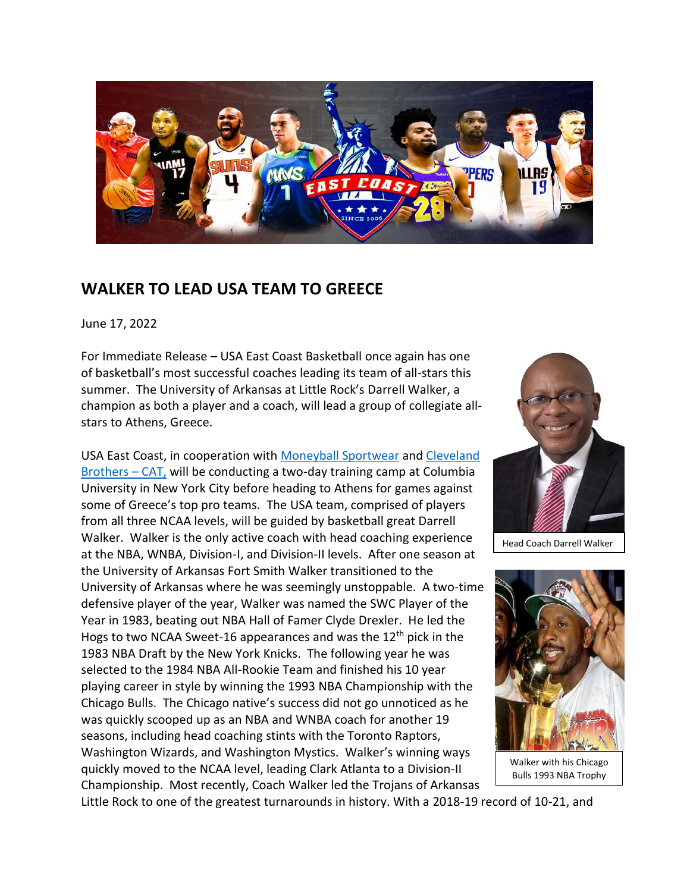# WALKER TO LEAD USA TEAM TO GREECE

June 17, 2022

For Immediate Release – USA East Coast Basketball once again has one of basketball's most successful coaches leading its team of all-stars this summer. The University of Arkansas at Little Rock's Darrell Walker, a champion as both a player and a coach, will lead a group of collegiate all-stars to Athens, Greece.

USA East Coast, in cooperation with [Moneyball Sportwear] and [Cleveland Brothers – CAT,] will be conducting a two-day training camp at Columbia University in New York City before heading to Athens for games against some of Greece's top pro teams. The USA team, comprised of players from all three NCAA levels, will be guided by basketball great Darrell Walker. Walker is the only active coach with head coaching experience at the NBA, WNBA, Division-I, and Division-II levels. After one season at the University of Arkansas Fort Smith Walker transitioned to the University of Arkansas where he was seemingly unstoppable. A two-time defensive player of the year, Walker was named the SWC Player of the Year in 1983, beating out NBA Hall of Famer Clyde Drexler. He led the Hogs to two NCAA Sweet-16 appearances and was the 12th pick in the 1983 NBA Draft by the New York Knicks. The following year he was selected to the 1984 NBA All-Rookie Team and finished his 10 year playing career in style by winning the 1993 NBA Championship with the Chicago Bulls. The Chicago native's success did not go unnoticed as he was quickly scooped up as an NBA and WNBA coach for another 19 seasons, including head coaching stints with the Toronto Raptors, Washington Wizards, and Washington Mystics. Walker's winning ways quickly moved to the NCAA level, leading Clark Atlanta to a Division-II Championship. Most recently, Coach Walker led the Trojans of Arkansas Little Rock to one of the greatest turnarounds in history. With a 2018-19 record of 10-21, and

Head Coach Darrell Walker

Walker with his Chicago Bulls 1993 NBA Trophy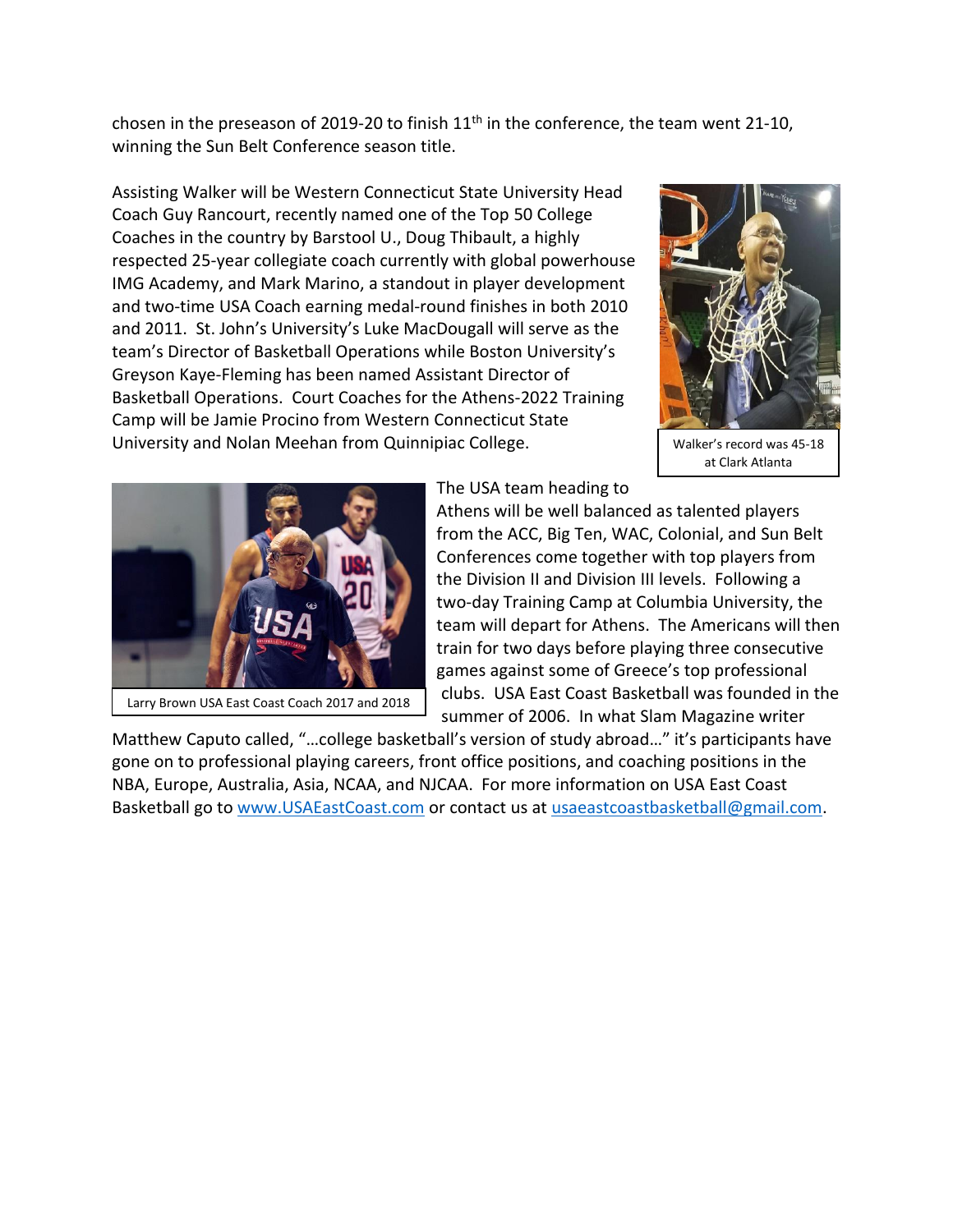chosen in the preseason of 2019-20 to finish 11th in the conference, the team went 21-10, winning the Sun Belt Conference season title.

Assisting Walker will be Western Connecticut State University Head Coach Guy Rancourt, recently named one of the Top 50 College Coaches in the country by Barstool U., Doug Thibault, a highly respected 25-year collegiate coach currently with global powerhouse IMG Academy, and Mark Marino, a standout in player development and two-time USA Coach earning medal-round finishes in both 2010 and 2011. St. John's University's Luke MacDougall will serve as the team's Director of Basketball Operations while Boston University's Greyson Kaye-Fleming has been named Assistant Director of Basketball Operations. Court Coaches for the Athens-2022 Training Camp will be Jamie Procino from Western Connecticut State University and Nolan Meehan from Quinnipiac College.

Walker's record was 45-18 at Clark Atlanta

Larry Brown USA East Coast Coach 2017 and 2018

The USA team heading to Athens will be well balanced as talented players from the ACC, Big Ten, WAC, Colonial, and Sun Belt Conferences come together with top players from the Division II and Division III levels. Following a two-day Training Camp at Columbia University, the team will depart for Athens. The Americans will then train for two days before playing three consecutive games against some of Greece's top professional clubs. USA East Coast Basketball was founded in the summer of 2006. In what Slam Magazine writer Matthew Caputo called, "…college basketball's version of study abroad…" it's participants have gone on to professional playing careers, front office positions, and coaching positions in the NBA, Europe, Australia, Asia, NCAA, and NJCAA. For more information on USA East Coast Basketball go to [www.USAEastCoast.com](http://www.USAEastCoast.com) or contact us at [usaeastcoastbasketball@gmail.com](mailto:usaeastcoastbasketball@gmail.com).